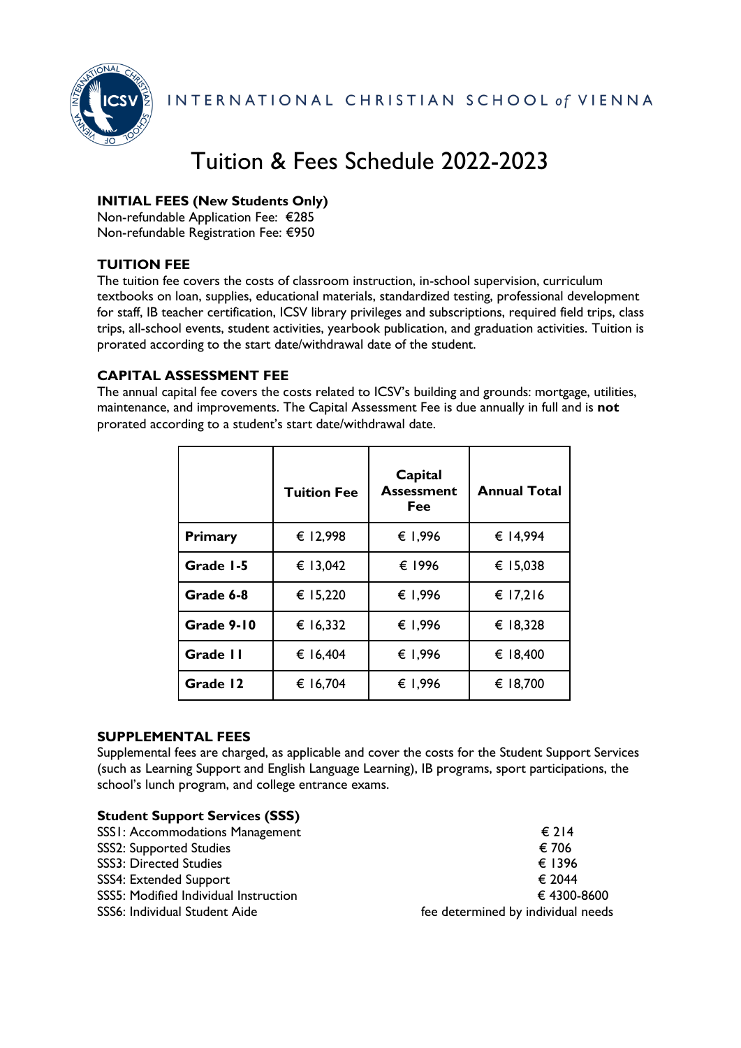INTERNATIONAL CHRISTIAN SCHOOL *of* VIENNA

# Tuition & Fees Schedule 2022-2023

**INITIAL FEES (New Students Only)**
Non-refundable Application Fee: €285
Non-refundable Registration Fee: €950

### TUITION FEE

The tuition fee covers the costs of classroom instruction, in-school supervision, curriculum textbooks on loan, supplies, educational materials, standardized testing, professional development for staff, IB teacher certification, ICSV library privileges and subscriptions, required field trips, class trips, all-school events, student activities, yearbook publication, and graduation activities. Tuition is prorated according to the start date/withdrawal date of the student.

### CAPITAL ASSESSMENT FEE

The annual capital fee covers the costs related to ICSV's building and grounds: mortgage, utilities, maintenance, and improvements. The Capital Assessment Fee is due annually in full and is **not** prorated according to a student's start date/withdrawal date.

| | Tuition Fee | Capital Assessment Fee | Annual Total |
|---|---|---|---|
| **Primary** | € 12,998 | € 1,996 | € 14,994 |
| **Grade 1-5** | € 13,042 | € 1996 | € 15,038 |
| **Grade 6-8** | € 15,220 | € 1,996 | € 17,216 |
| **Grade 9-10** | € 16,332 | € 1,996 | € 18,328 |
| **Grade 11** | € 16,404 | € 1,996 | € 18,400 |
| **Grade 12** | € 16,704 | € 1,996 | € 18,700 |

### SUPPLEMENTAL FEES

Supplemental fees are charged, as applicable and cover the costs for the Student Support Services (such as Learning Support and English Language Learning), IB programs, sport participations, the school's lunch program, and college entrance exams.

**Student Support Services (SSS)**

| | |
|---|---|
| SSS1: Accommodations Management | € 214 |
| SSS2: Supported Studies | € 706 |
| SSS3: Directed Studies | € 1396 |
| SSS4: Extended Support | € 2044 |
| SSS5: Modified Individual Instruction | € 4300-8600 |
| SSS6: Individual Student Aide | fee determined by individual needs |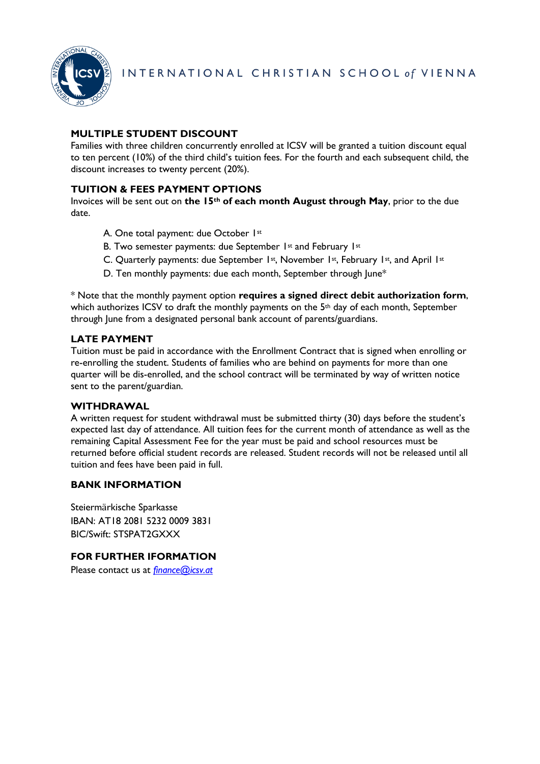## MULTIPLE STUDENT DISCOUNT

Families with three children concurrently enrolled at ICSV will be granted a tuition discount equal to ten percent (10%) of the third child's tuition fees. For the fourth and each subsequent child, the discount increases to twenty percent (20%).

## TUITION & FEES PAYMENT OPTIONS

Invoices will be sent out on **the 15th of each month August through May**, prior to the due date.

A. One total payment: due October 1st
B. Two semester payments: due September 1st and February 1st
C. Quarterly payments: due September 1st, November 1st, February 1st, and April 1st
D. Ten monthly payments: due each month, September through June*

* Note that the monthly payment option **requires a signed direct debit authorization form**, which authorizes ICSV to draft the monthly payments on the 5th day of each month, September through June from a designated personal bank account of parents/guardians.

## LATE PAYMENT

Tuition must be paid in accordance with the Enrollment Contract that is signed when enrolling or re-enrolling the student. Students of families who are behind on payments for more than one quarter will be dis-enrolled, and the school contract will be terminated by way of written notice sent to the parent/guardian.

## WITHDRAWAL

A written request for student withdrawal must be submitted thirty (30) days before the student's expected last day of attendance. All tuition fees for the current month of attendance as well as the remaining Capital Assessment Fee for the year must be paid and school resources must be returned before official student records are released. Student records will not be released until all tuition and fees have been paid in full.

## BANK INFORMATION

Steiermärkische Sparkasse
IBAN: AT18 2081 5232 0009 3831
BIC/Swift: STSPAT2GXXX

## FOR FURTHER IFORMATION

Please contact us at *finance@icsv.at*